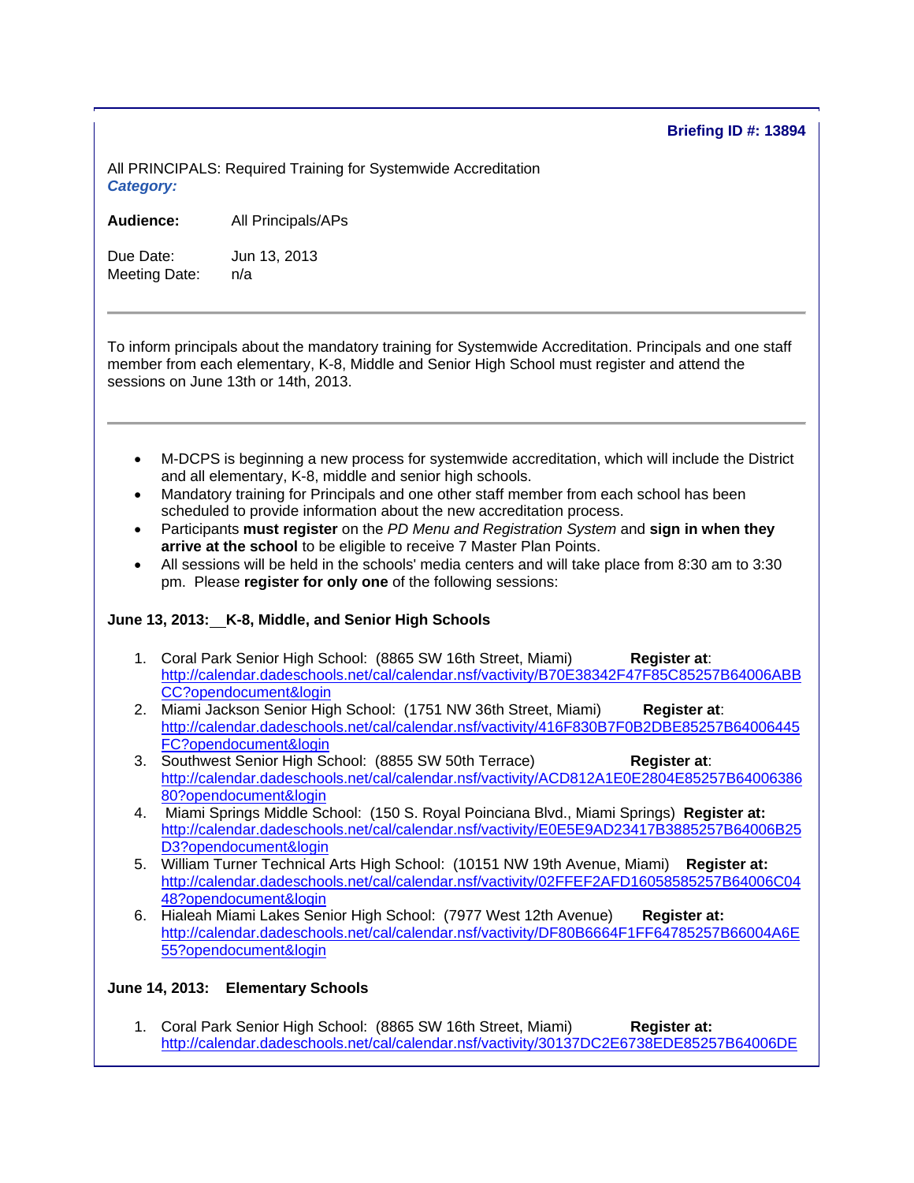**Briefing ID #: 13894**

All PRINCIPALS: Required Training for Systemwide Accreditation
***Category:***

**Audience:** All Principals/APs

Due Date: Jun 13, 2013
Meeting Date: n/a

---

To inform principals about the mandatory training for Systemwide Accreditation. Principals and one staff member from each elementary, K-8, Middle and Senior High School must register and attend the sessions on June 13th or 14th, 2013.

---

- M-DCPS is beginning a new process for systemwide accreditation, which will include the District and all elementary, K-8, middle and senior high schools.
- Mandatory training for Principals and one other staff member from each school has been scheduled to provide information about the new accreditation process.
- Participants **must register** on the *PD Menu and Registration System* and **sign in when they arrive at the school** to be eligible to receive 7 Master Plan Points.
- All sessions will be held in the schools' media centers and will take place from 8:30 am to 3:30 pm. Please **register for only one** of the following sessions:

**June 13, 2013:__K-8, Middle, and Senior High Schools**

1. Coral Park Senior High School: (8865 SW 16th Street, Miami) **Register at**: http://calendar.dadeschools.net/cal/calendar.nsf/vactivity/B70E38342F47F85C85257B64006ABBCC?opendocument&login
2. Miami Jackson Senior High School: (1751 NW 36th Street, Miami) **Register at**: http://calendar.dadeschools.net/cal/calendar.nsf/vactivity/416F830B7F0B2DBE85257B64006445FC?opendocument&login
3. Southwest Senior High School: (8855 SW 50th Terrace) **Register at**: http://calendar.dadeschools.net/cal/calendar.nsf/vactivity/ACD812A1E0E2804E85257B6400638680?opendocument&login
4. Miami Springs Middle School: (150 S. Royal Poinciana Blvd., Miami Springs) **Register at:** http://calendar.dadeschools.net/cal/calendar.nsf/vactivity/E0E5E9AD23417B3885257B64006B25D3?opendocument&login
5. William Turner Technical Arts High School: (10151 NW 19th Avenue, Miami) **Register at:** http://calendar.dadeschools.net/cal/calendar.nsf/vactivity/02FFEF2AFD16058585257B64006C0448?opendocument&login
6. Hialeah Miami Lakes Senior High School: (7977 West 12th Avenue) **Register at:** http://calendar.dadeschools.net/cal/calendar.nsf/vactivity/DF80B6664F1FF64785257B66004A6E55?opendocument&login

**June 14, 2013: Elementary Schools**

1. Coral Park Senior High School: (8865 SW 16th Street, Miami) **Register at:** http://calendar.dadeschools.net/cal/calendar.nsf/vactivity/30137DC2E6738EDE85257B64006DE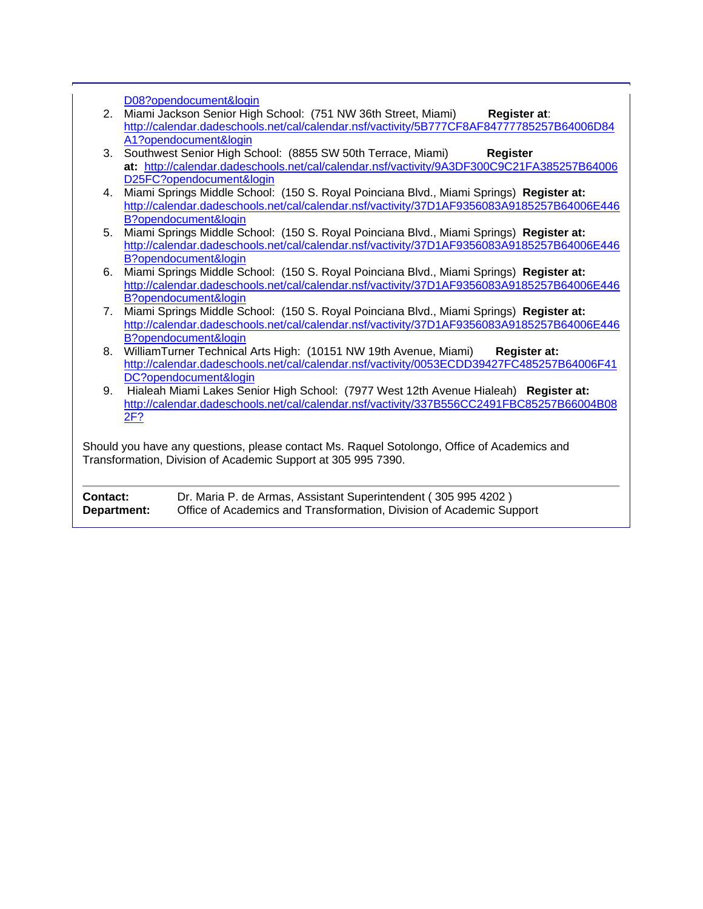D08?opendocument&login

2. Miami Jackson Senior High School: (751 NW 36th Street, Miami) **Register at**: http://calendar.dadeschools.net/cal/calendar.nsf/vactivity/5B777CF8AF84777785257B64006D84A1?opendocument&login
3. Southwest Senior High School: (8855 SW 50th Terrace, Miami) **Register at:** http://calendar.dadeschools.net/cal/calendar.nsf/vactivity/9A3DF300C9C21FA385257B64006D25FC?opendocument&login
4. Miami Springs Middle School: (150 S. Royal Poinciana Blvd., Miami Springs) **Register at:** http://calendar.dadeschools.net/cal/calendar.nsf/vactivity/37D1AF9356083A9185257B64006E446B?opendocument&login
5. Miami Springs Middle School: (150 S. Royal Poinciana Blvd., Miami Springs) **Register at:** http://calendar.dadeschools.net/cal/calendar.nsf/vactivity/37D1AF9356083A9185257B64006E446B?opendocument&login
6. Miami Springs Middle School: (150 S. Royal Poinciana Blvd., Miami Springs) **Register at:** http://calendar.dadeschools.net/cal/calendar.nsf/vactivity/37D1AF9356083A9185257B64006E446B?opendocument&login
7. Miami Springs Middle School: (150 S. Royal Poinciana Blvd., Miami Springs) **Register at:** http://calendar.dadeschools.net/cal/calendar.nsf/vactivity/37D1AF9356083A9185257B64006E446B?opendocument&login
8. WilliamTurner Technical Arts High: (10151 NW 19th Avenue, Miami) **Register at:** http://calendar.dadeschools.net/cal/calendar.nsf/vactivity/0053ECDD39427FC485257B64006F41DC?opendocument&login
9. Hialeah Miami Lakes Senior High School: (7977 West 12th Avenue Hialeah) **Register at:** http://calendar.dadeschools.net/cal/calendar.nsf/vactivity/337B556CC2491FBC85257B66004B082F?

Should you have any questions, please contact Ms. Raquel Sotolongo, Office of Academics and Transformation, Division of Academic Support at 305 995 7390.

---

**Contact:** Dr. Maria P. de Armas, Assistant Superintendent ( 305 995 4202 )
**Department:** Office of Academics and Transformation, Division of Academic Support